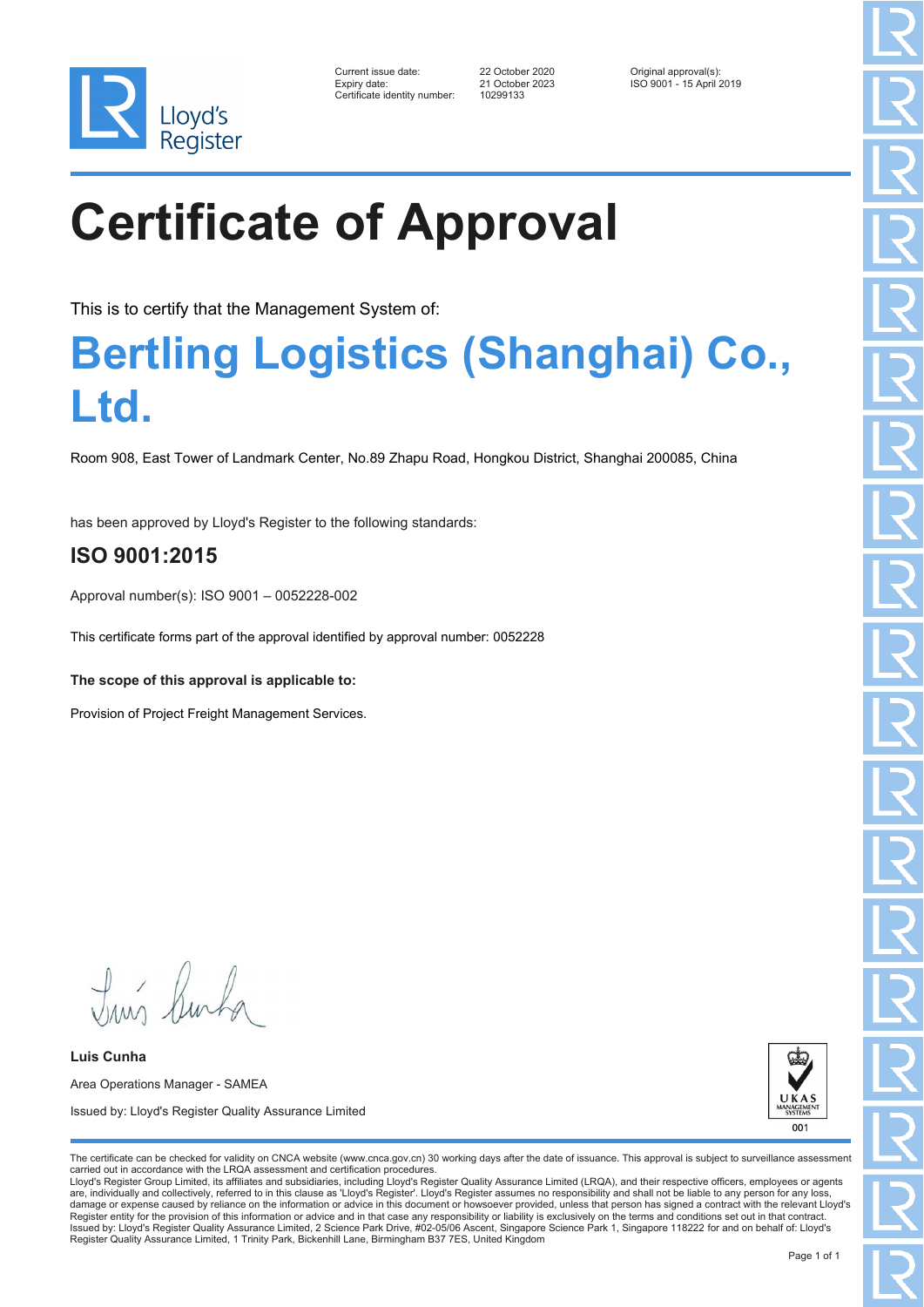Lloyd's Register

Current issue date: 22 October 2020
Expiry date: 21 October 2023
Certificate identity number: 10299133

Original approval(s):
ISO 9001 - 15 April 2019

# Certificate of Approval

This is to certify that the Management System of:

## Bertling Logistics (Shanghai) Co., Ltd.

Room 908, East Tower of Landmark Center, No.89 Zhapu Road, Hongkou District, Shanghai 200085, China

has been approved by Lloyd's Register to the following standards:

### ISO 9001:2015

Approval number(s): ISO 9001 – 0052228-002

This certificate forms part of the approval identified by approval number: 0052228

**The scope of this approval is applicable to:**

Provision of Project Freight Management Services.

**Luis Cunha**

Area Operations Manager - SAMEA

Issued by: Lloyd's Register Quality Assurance Limited

UKAS MANAGEMENT SYSTEMS 001

The certificate can be checked for validity on CNCA website (www.cnca.gov.cn) 30 working days after the date of issuance. This approval is subject to surveillance assessment carried out in accordance with the LRQA assessment and certification procedures.
Lloyd's Register Group Limited, its affiliates and subsidiaries, including Lloyd's Register Quality Assurance Limited (LRQA), and their respective officers, employees or agents are, individually and collectively, referred to in this clause as 'Lloyd's Register'. Lloyd's Register assumes no responsibility and shall not be liable to any person for any loss, damage or expense caused by reliance on the information or advice in this document or howsoever provided, unless that person has signed a contract with the relevant Lloyd's Register entity for the provision of this information or advice and in that case any responsibility or liability is exclusively on the terms and conditions set out in that contract.
Issued by: Lloyd's Register Quality Assurance Limited, 2 Science Park Drive, #02-05/06 Ascent, Singapore Science Park 1, Singapore 118222 for and on behalf of: Lloyd's Register Quality Assurance Limited, 1 Trinity Park, Bickenhill Lane, Birmingham B37 7ES, United Kingdom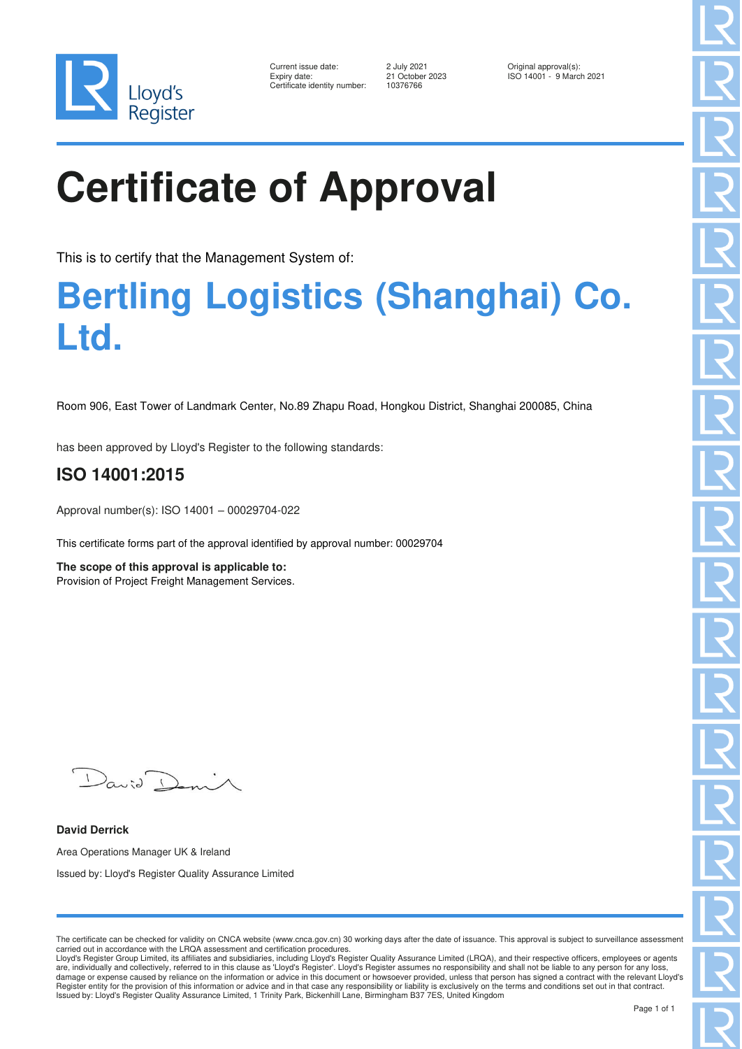Lloyd's Register

Current issue date: 2 July 2021
Expiry date: 21 October 2023
Certificate identity number: 10376766

Original approval(s):
ISO 14001 - 9 March 2021

# Certificate of Approval

This is to certify that the Management System of:

## Bertling Logistics (Shanghai) Co. Ltd.

Room 906, East Tower of Landmark Center, No.89 Zhapu Road, Hongkou District, Shanghai 200085, China

has been approved by Lloyd's Register to the following standards:

### ISO 14001:2015

Approval number(s): ISO 14001 – 00029704-022

This certificate forms part of the approval identified by approval number: 00029704

**The scope of this approval is applicable to:**
Provision of Project Freight Management Services.

**David Derrick**

Area Operations Manager UK & Ireland

Issued by: Lloyd's Register Quality Assurance Limited

The certificate can be checked for validity on CNCA website (www.cnca.gov.cn) 30 working days after the date of issuance. This approval is subject to surveillance assessment carried out in accordance with the LRQA assessment and certification procedures.
Lloyd's Register Group Limited, its affiliates and subsidiaries, including Lloyd's Register Quality Assurance Limited (LRQA), and their respective officers, employees or agents are, individually and collectively, referred to in this clause as 'Lloyd's Register'. Lloyd's Register assumes no responsibility and shall not be liable to any person for any loss, damage or expense caused by reliance on the information or advice in this document or howsoever provided, unless that person has signed a contract with the relevant Lloyd's Register entity for the provision of this information or advice and in that case any responsibility or liability is exclusively on the terms and conditions set out in that contract.
Issued by: Lloyd's Register Quality Assurance Limited, 1 Trinity Park, Bickenhill Lane, Birmingham B37 7ES, United Kingdom